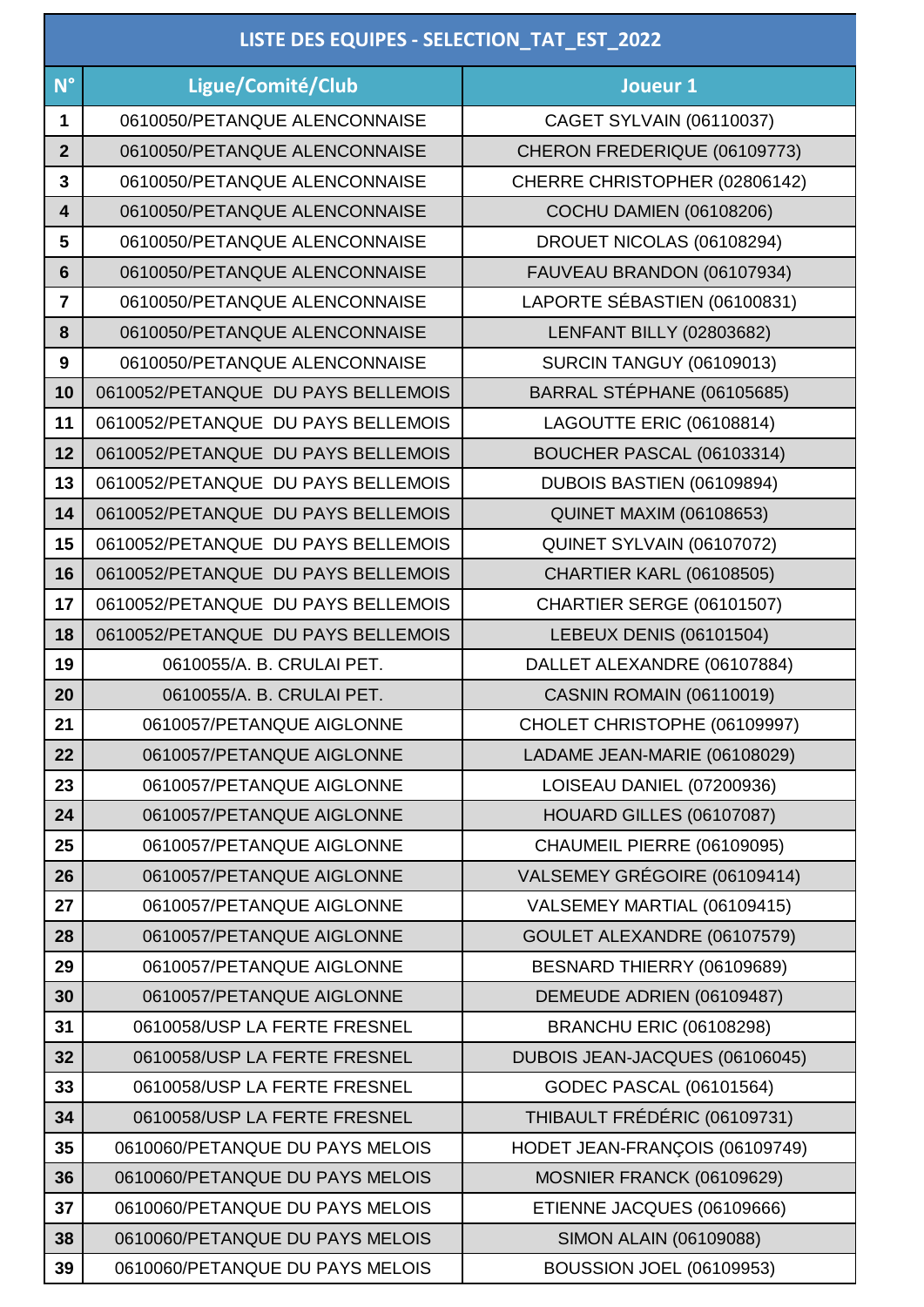| LISTE DES EQUIPES - SELECTION_TAT_EST_2022 | | |
|---|---|---|
| **N°** | **Ligue/Comité/Club** | **Joueur 1** |
| 1 | 0610050/PETANQUE ALENCONNAISE | CAGET SYLVAIN (06110037) |
| 2 | 0610050/PETANQUE ALENCONNAISE | CHERON FREDERIQUE (06109773) |
| 3 | 0610050/PETANQUE ALENCONNAISE | CHERRE CHRISTOPHER (02806142) |
| 4 | 0610050/PETANQUE ALENCONNAISE | COCHU DAMIEN (06108206) |
| 5 | 0610050/PETANQUE ALENCONNAISE | DROUET NICOLAS (06108294) |
| 6 | 0610050/PETANQUE ALENCONNAISE | FAUVEAU BRANDON (06107934) |
| 7 | 0610050/PETANQUE ALENCONNAISE | LAPORTE SÉBASTIEN (06100831) |
| 8 | 0610050/PETANQUE ALENCONNAISE | LENFANT BILLY (02803682) |
| 9 | 0610050/PETANQUE ALENCONNAISE | SURCIN TANGUY (06109013) |
| 10 | 0610052/PETANQUE  DU PAYS BELLEMOIS | BARRAL STÉPHANE (06105685) |
| 11 | 0610052/PETANQUE  DU PAYS BELLEMOIS | LAGOUTTE ERIC (06108814) |
| 12 | 0610052/PETANQUE  DU PAYS BELLEMOIS | BOUCHER PASCAL (06103314) |
| 13 | 0610052/PETANQUE  DU PAYS BELLEMOIS | DUBOIS BASTIEN (06109894) |
| 14 | 0610052/PETANQUE  DU PAYS BELLEMOIS | QUINET MAXIM (06108653) |
| 15 | 0610052/PETANQUE  DU PAYS BELLEMOIS | QUINET SYLVAIN (06107072) |
| 16 | 0610052/PETANQUE  DU PAYS BELLEMOIS | CHARTIER KARL (06108505) |
| 17 | 0610052/PETANQUE  DU PAYS BELLEMOIS | CHARTIER SERGE (06101507) |
| 18 | 0610052/PETANQUE  DU PAYS BELLEMOIS | LEBEUX DENIS (06101504) |
| 19 | 0610055/A. B. CRULAI PET. | DALLET ALEXANDRE (06107884) |
| 20 | 0610055/A. B. CRULAI PET. | CASNIN ROMAIN (06110019) |
| 21 | 0610057/PETANQUE AIGLONNE | CHOLET CHRISTOPHE (06109997) |
| 22 | 0610057/PETANQUE AIGLONNE | LADAME JEAN-MARIE (06108029) |
| 23 | 0610057/PETANQUE AIGLONNE | LOISEAU DANIEL (07200936) |
| 24 | 0610057/PETANQUE AIGLONNE | HOUARD GILLES (06107087) |
| 25 | 0610057/PETANQUE AIGLONNE | CHAUMEIL PIERRE (06109095) |
| 26 | 0610057/PETANQUE AIGLONNE | VALSEMEY GRÉGOIRE (06109414) |
| 27 | 0610057/PETANQUE AIGLONNE | VALSEMEY MARTIAL (06109415) |
| 28 | 0610057/PETANQUE AIGLONNE | GOULET ALEXANDRE (06107579) |
| 29 | 0610057/PETANQUE AIGLONNE | BESNARD THIERRY (06109689) |
| 30 | 0610057/PETANQUE AIGLONNE | DEMEUDE ADRIEN (06109487) |
| 31 | 0610058/USP LA FERTE FRESNEL | BRANCHU ERIC (06108298) |
| 32 | 0610058/USP LA FERTE FRESNEL | DUBOIS JEAN-JACQUES (06106045) |
| 33 | 0610058/USP LA FERTE FRESNEL | GODEC PASCAL (06101564) |
| 34 | 0610058/USP LA FERTE FRESNEL | THIBAULT FRÉDÉRIC (06109731) |
| 35 | 0610060/PETANQUE DU PAYS MELOIS | HODET JEAN-FRANÇOIS (06109749) |
| 36 | 0610060/PETANQUE DU PAYS MELOIS | MOSNIER FRANCK (06109629) |
| 37 | 0610060/PETANQUE DU PAYS MELOIS | ETIENNE JACQUES (06109666) |
| 38 | 0610060/PETANQUE DU PAYS MELOIS | SIMON ALAIN (06109088) |
| 39 | 0610060/PETANQUE DU PAYS MELOIS | BOUSSION JOEL (06109953) |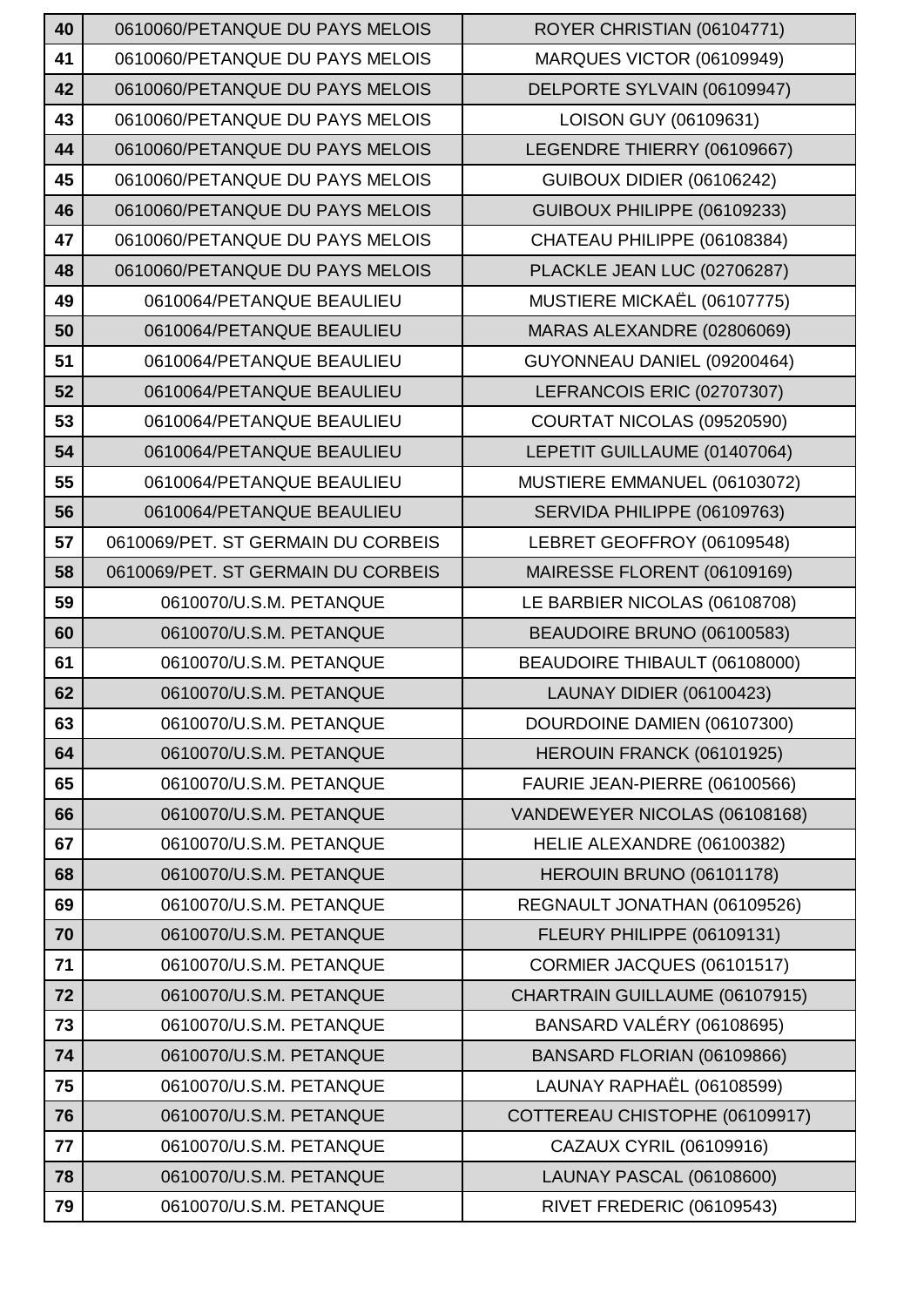| | | |
|---|---|---|
| 40 | 0610060/PETANQUE DU PAYS MELOIS | ROYER CHRISTIAN (06104771) |
| 41 | 0610060/PETANQUE DU PAYS MELOIS | MARQUES VICTOR (06109949) |
| 42 | 0610060/PETANQUE DU PAYS MELOIS | DELPORTE SYLVAIN (06109947) |
| 43 | 0610060/PETANQUE DU PAYS MELOIS | LOISON GUY (06109631) |
| 44 | 0610060/PETANQUE DU PAYS MELOIS | LEGENDRE THIERRY (06109667) |
| 45 | 0610060/PETANQUE DU PAYS MELOIS | GUIBOUX DIDIER (06106242) |
| 46 | 0610060/PETANQUE DU PAYS MELOIS | GUIBOUX PHILIPPE (06109233) |
| 47 | 0610060/PETANQUE DU PAYS MELOIS | CHATEAU PHILIPPE (06108384) |
| 48 | 0610060/PETANQUE DU PAYS MELOIS | PLACKLE JEAN LUC (02706287) |
| 49 | 0610064/PETANQUE BEAULIEU | MUSTIERE MICKAËL (06107775) |
| 50 | 0610064/PETANQUE BEAULIEU | MARAS ALEXANDRE (02806069) |
| 51 | 0610064/PETANQUE BEAULIEU | GUYONNEAU DANIEL (09200464) |
| 52 | 0610064/PETANQUE BEAULIEU | LEFRANCOIS ERIC (02707307) |
| 53 | 0610064/PETANQUE BEAULIEU | COURTAT NICOLAS (09520590) |
| 54 | 0610064/PETANQUE BEAULIEU | LEPETIT GUILLAUME (01407064) |
| 55 | 0610064/PETANQUE BEAULIEU | MUSTIERE EMMANUEL (06103072) |
| 56 | 0610064/PETANQUE BEAULIEU | SERVIDA PHILIPPE (06109763) |
| 57 | 0610069/PET. ST GERMAIN DU CORBEIS | LEBRET GEOFFROY (06109548) |
| 58 | 0610069/PET. ST GERMAIN DU CORBEIS | MAIRESSE FLORENT (06109169) |
| 59 | 0610070/U.S.M. PETANQUE | LE BARBIER NICOLAS (06108708) |
| 60 | 0610070/U.S.M. PETANQUE | BEAUDOIRE BRUNO (06100583) |
| 61 | 0610070/U.S.M. PETANQUE | BEAUDOIRE THIBAULT (06108000) |
| 62 | 0610070/U.S.M. PETANQUE | LAUNAY DIDIER (06100423) |
| 63 | 0610070/U.S.M. PETANQUE | DOURDOINE DAMIEN (06107300) |
| 64 | 0610070/U.S.M. PETANQUE | HEROUIN FRANCK (06101925) |
| 65 | 0610070/U.S.M. PETANQUE | FAURIE JEAN-PIERRE (06100566) |
| 66 | 0610070/U.S.M. PETANQUE | VANDEWEYER NICOLAS (06108168) |
| 67 | 0610070/U.S.M. PETANQUE | HELIE ALEXANDRE (06100382) |
| 68 | 0610070/U.S.M. PETANQUE | HEROUIN BRUNO (06101178) |
| 69 | 0610070/U.S.M. PETANQUE | REGNAULT JONATHAN (06109526) |
| 70 | 0610070/U.S.M. PETANQUE | FLEURY PHILIPPE (06109131) |
| 71 | 0610070/U.S.M. PETANQUE | CORMIER JACQUES (06101517) |
| 72 | 0610070/U.S.M. PETANQUE | CHARTRAIN GUILLAUME (06107915) |
| 73 | 0610070/U.S.M. PETANQUE | BANSARD VALÉRY (06108695) |
| 74 | 0610070/U.S.M. PETANQUE | BANSARD FLORIAN (06109866) |
| 75 | 0610070/U.S.M. PETANQUE | LAUNAY RAPHAËL (06108599) |
| 76 | 0610070/U.S.M. PETANQUE | COTTEREAU CHISTOPHE (06109917) |
| 77 | 0610070/U.S.M. PETANQUE | CAZAUX CYRIL (06109916) |
| 78 | 0610070/U.S.M. PETANQUE | LAUNAY PASCAL (06108600) |
| 79 | 0610070/U.S.M. PETANQUE | RIVET FREDERIC (06109543) |